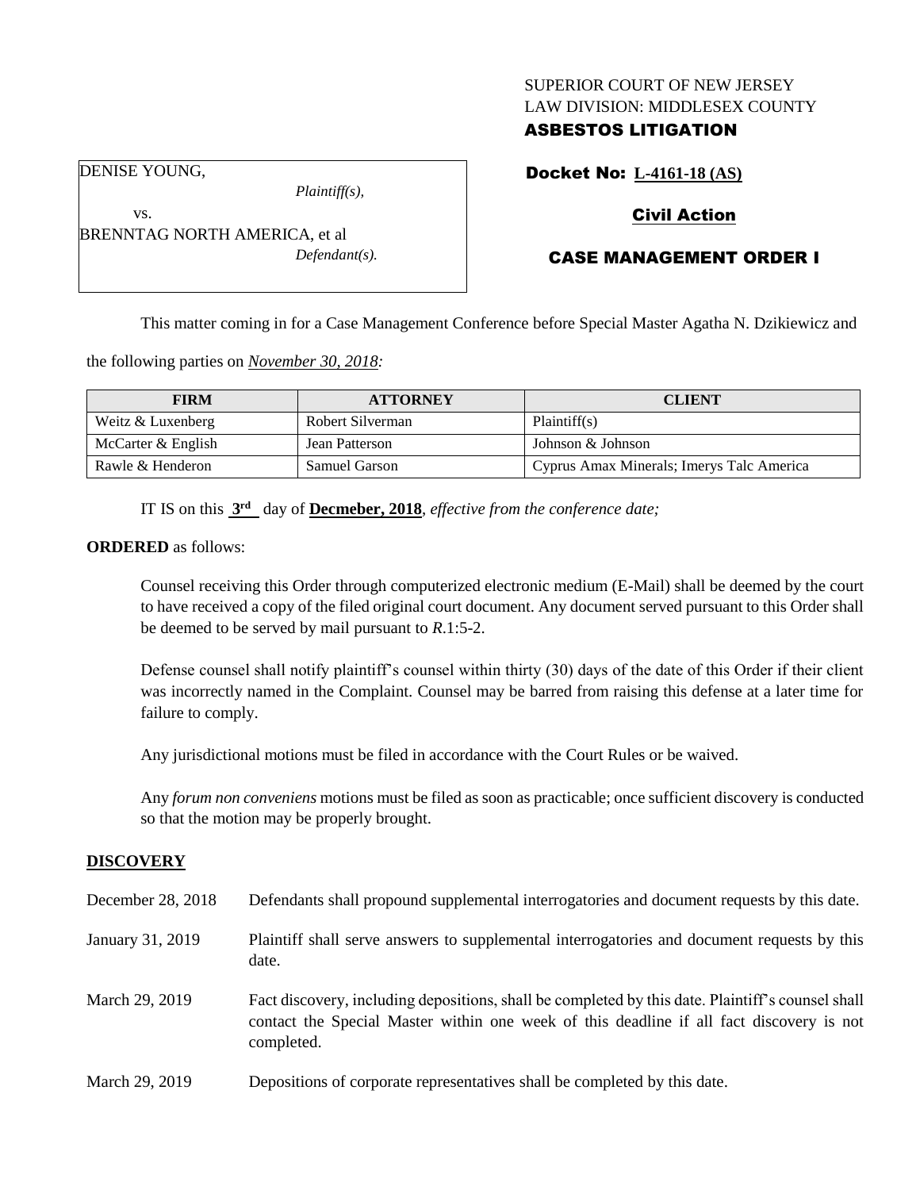SUPERIOR COURT OF NEW JERSEY
LAW DIVISION: MIDDLESEX COUNTY
**ASBESTOS LITIGATION**

DENISE YOUNG,
*Plaintiff(s),*
vs.
BRENNTAG NORTH AMERICA, et al
*Defendant(s).*

**Docket No: L-4161-18 (AS)**

**Civil Action**

**CASE MANAGEMENT ORDER I**

This matter coming in for a Case Management Conference before Special Master Agatha N. Dzikiewicz and the following parties on *November 30, 2018:*

| FIRM | ATTORNEY | CLIENT |
|---|---|---|
| Weitz & Luxenberg | Robert Silverman | Plaintiff(s) |
| McCarter & English | Jean Patterson | Johnson & Johnson |
| Rawle & Henderon | Samuel Garson | Cyprus Amax Minerals; Imerys Talc America |

IT IS on this **3rd** day of **Decmeber, 2018**, *effective from the conference date;*

**ORDERED** as follows:

Counsel receiving this Order through computerized electronic medium (E-Mail) shall be deemed by the court to have received a copy of the filed original court document. Any document served pursuant to this Order shall be deemed to be served by mail pursuant to *R*.1:5-2.

Defense counsel shall notify plaintiff's counsel within thirty (30) days of the date of this Order if their client was incorrectly named in the Complaint. Counsel may be barred from raising this defense at a later time for failure to comply.

Any jurisdictional motions must be filed in accordance with the Court Rules or be waived.

Any *forum non conveniens* motions must be filed as soon as practicable; once sufficient discovery is conducted so that the motion may be properly brought.

## DISCOVERY

| | |
|---|---|
| December 28, 2018 | Defendants shall propound supplemental interrogatories and document requests by this date. |
| January 31, 2019 | Plaintiff shall serve answers to supplemental interrogatories and document requests by this date. |
| March 29, 2019 | Fact discovery, including depositions, shall be completed by this date. Plaintiff's counsel shall contact the Special Master within one week of this deadline if all fact discovery is not completed. |
| March 29, 2019 | Depositions of corporate representatives shall be completed by this date. |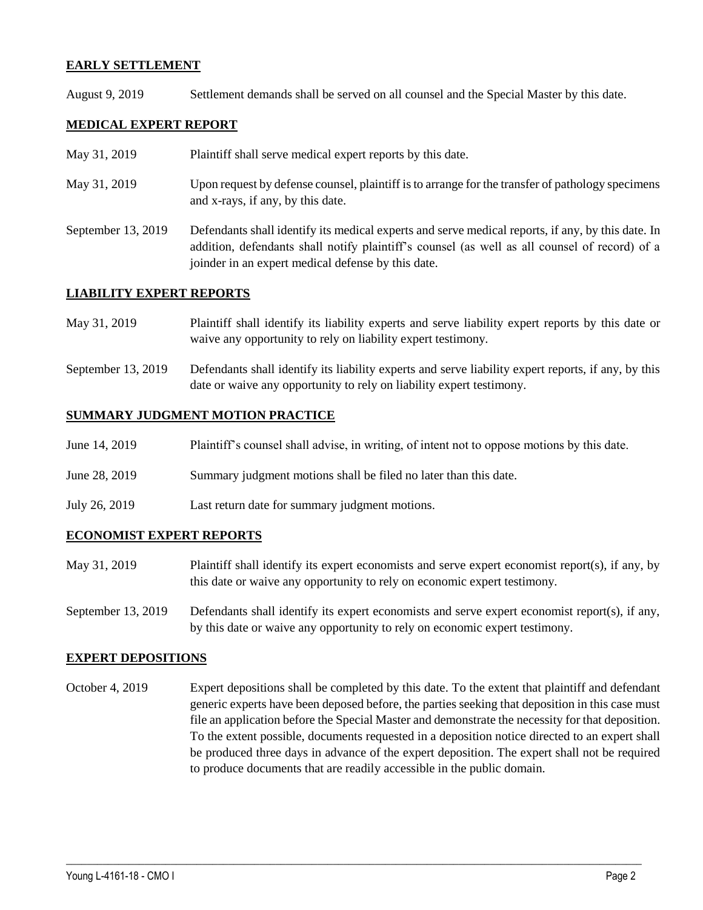## EARLY SETTLEMENT

August 9, 2019 Settlement demands shall be served on all counsel and the Special Master by this date.

## MEDICAL EXPERT REPORT

May 31, 2019 Plaintiff shall serve medical expert reports by this date.

May 31, 2019 Upon request by defense counsel, plaintiff is to arrange for the transfer of pathology specimens and x-rays, if any, by this date.

September 13, 2019 Defendants shall identify its medical experts and serve medical reports, if any, by this date. In addition, defendants shall notify plaintiff's counsel (as well as all counsel of record) of a joinder in an expert medical defense by this date.

## LIABILITY EXPERT REPORTS

May 31, 2019 Plaintiff shall identify its liability experts and serve liability expert reports by this date or waive any opportunity to rely on liability expert testimony.

September 13, 2019 Defendants shall identify its liability experts and serve liability expert reports, if any, by this date or waive any opportunity to rely on liability expert testimony.

## SUMMARY JUDGMENT MOTION PRACTICE

June 14, 2019 Plaintiff's counsel shall advise, in writing, of intent not to oppose motions by this date.

June 28, 2019 Summary judgment motions shall be filed no later than this date.

July 26, 2019 Last return date for summary judgment motions.

## ECONOMIST EXPERT REPORTS

May 31, 2019 Plaintiff shall identify its expert economists and serve expert economist report(s), if any, by this date or waive any opportunity to rely on economic expert testimony.

September 13, 2019 Defendants shall identify its expert economists and serve expert economist report(s), if any, by this date or waive any opportunity to rely on economic expert testimony.

## EXPERT DEPOSITIONS

October 4, 2019 Expert depositions shall be completed by this date. To the extent that plaintiff and defendant generic experts have been deposed before, the parties seeking that deposition in this case must file an application before the Special Master and demonstrate the necessity for that deposition. To the extent possible, documents requested in a deposition notice directed to an expert shall be produced three days in advance of the expert deposition. The expert shall not be required to produce documents that are readily accessible in the public domain.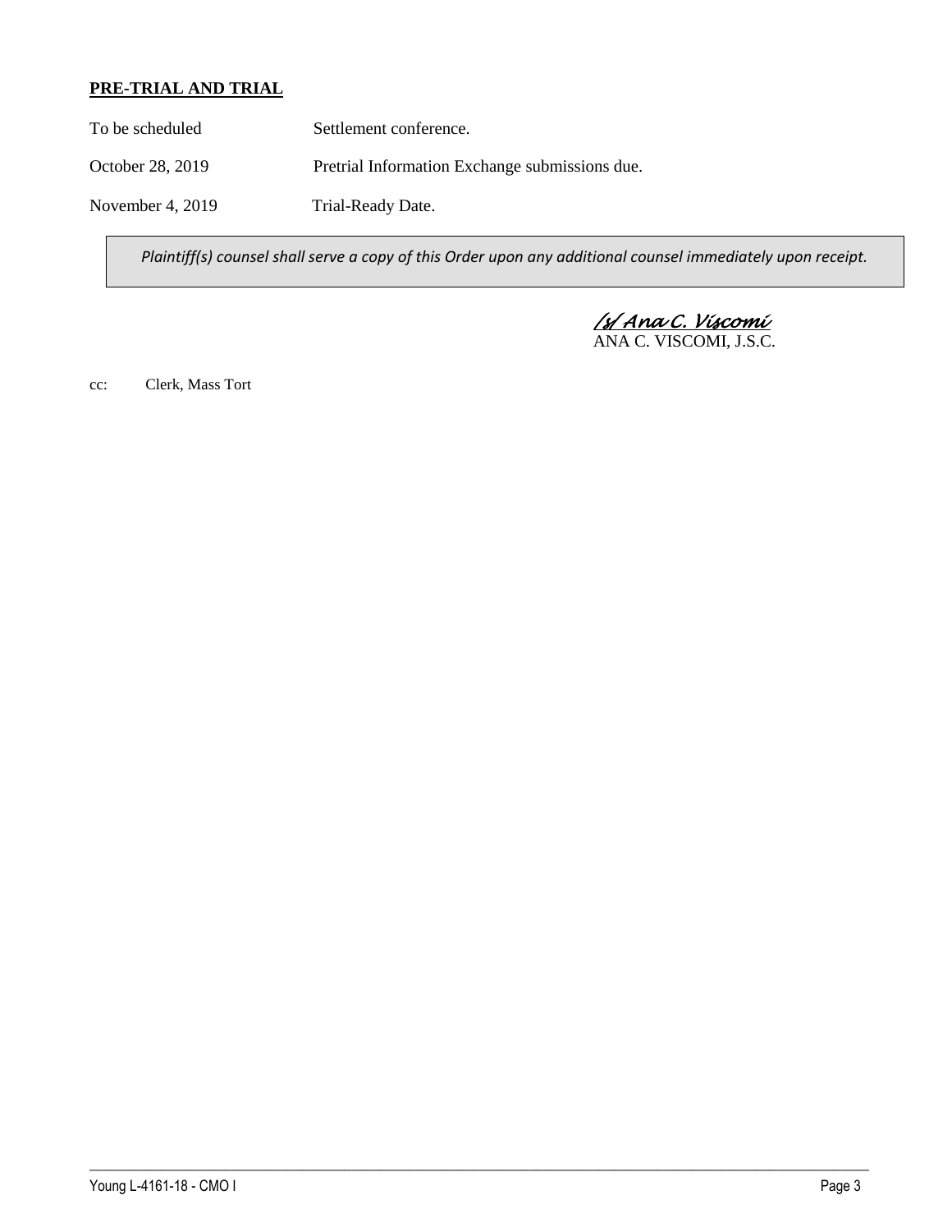**PRE-TRIAL AND TRIAL**

| | |
|---|---|
| To be scheduled | Settlement conference. |
| October 28, 2019 | Pretrial Information Exchange submissions due. |
| November 4, 2019 | Trial-Ready Date. |

*Plaintiff(s) counsel shall serve a copy of this Order upon any additional counsel immediately upon receipt.*

/s/ Ana C. Viscomi
ANA C. VISCOMI, J.S.C.

cc: Clerk, Mass Tort